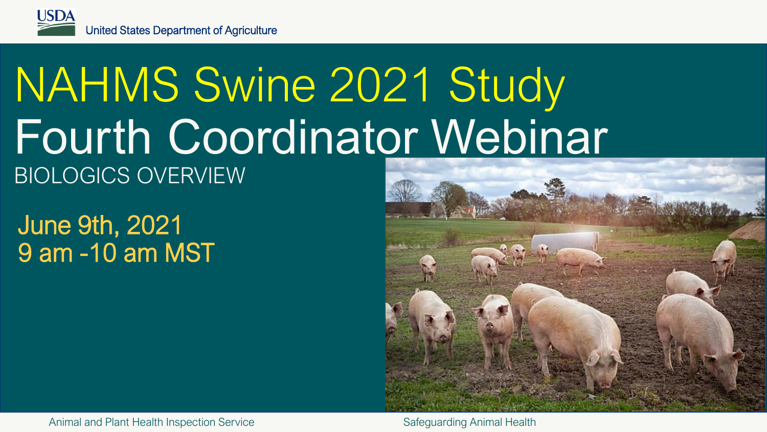# NAHMS Swine 2021 Study

# Fourth Coordinator Webinar

## BIOLOGICS OVERVIEW

June 9th, 2021
9 am -10 am MST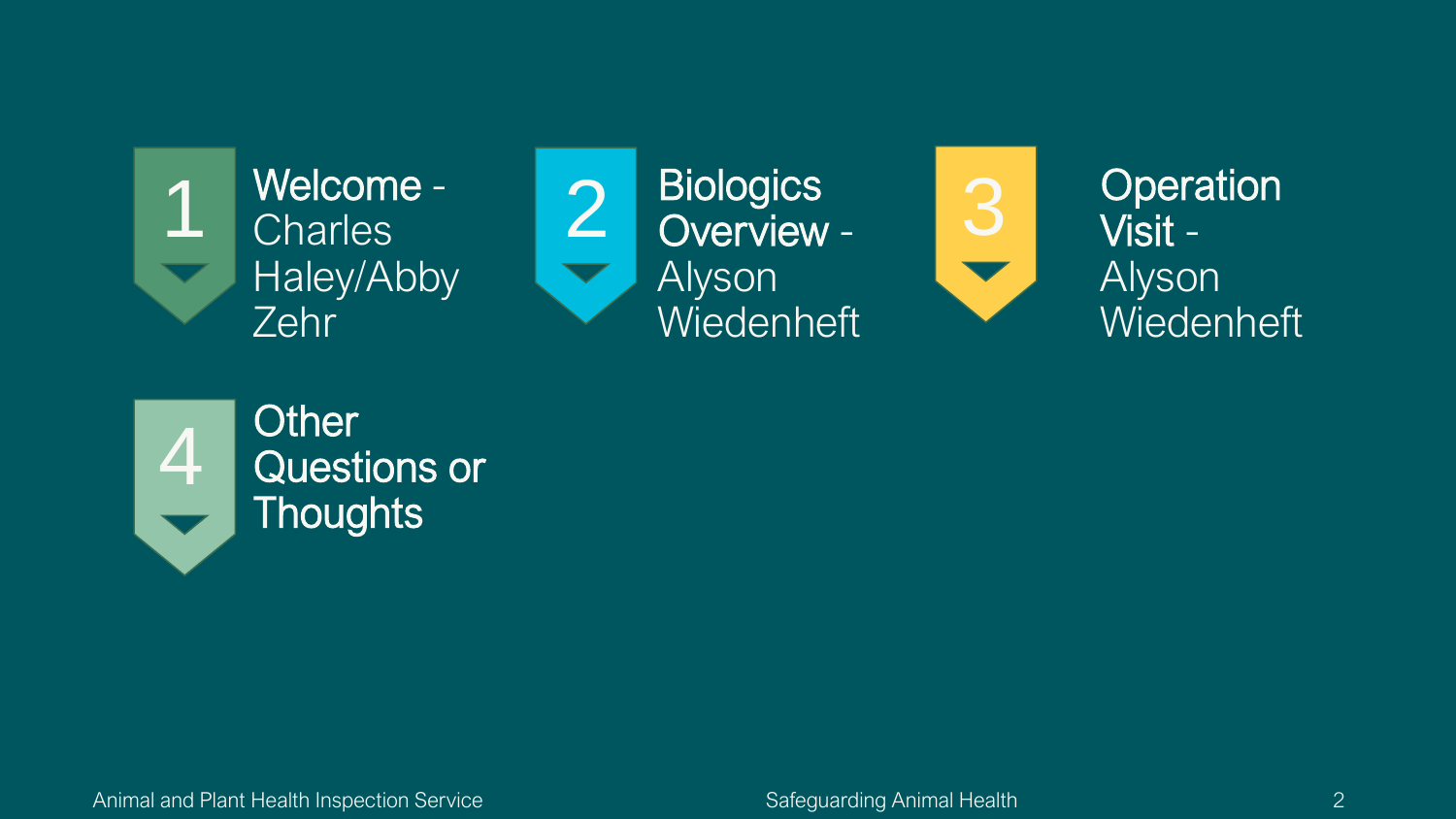1. **Welcome** - Charles Haley/Abby Zehr
2. **Biologics Overview** - Alyson Wiedenheft
3. **Operation Visit** - Alyson Wiedenheft
4. **Other Questions or Thoughts**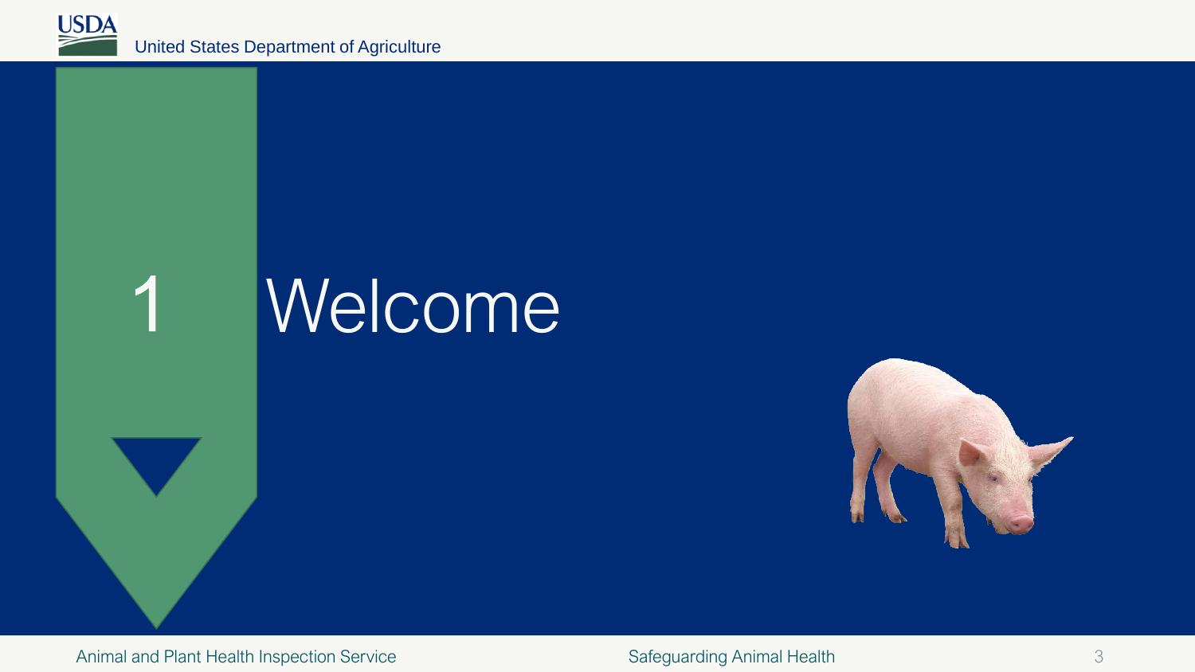# 1 Welcome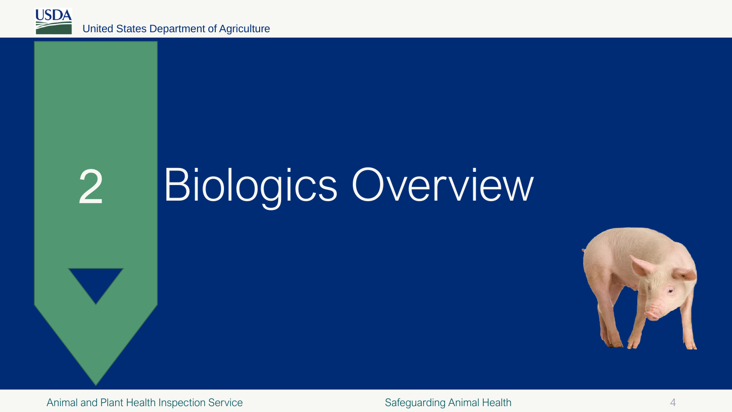# 2 Biologics Overview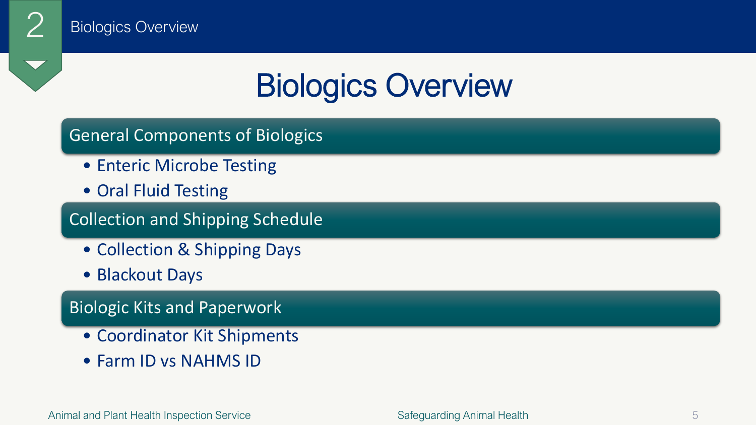# Biologics Overview

## General Components of Biologics

- Enteric Microbe Testing
- Oral Fluid Testing

## Collection and Shipping Schedule

- Collection & Shipping Days
- Blackout Days

## Biologic Kits and Paperwork

- Coordinator Kit Shipments
- Farm ID vs NAHMS ID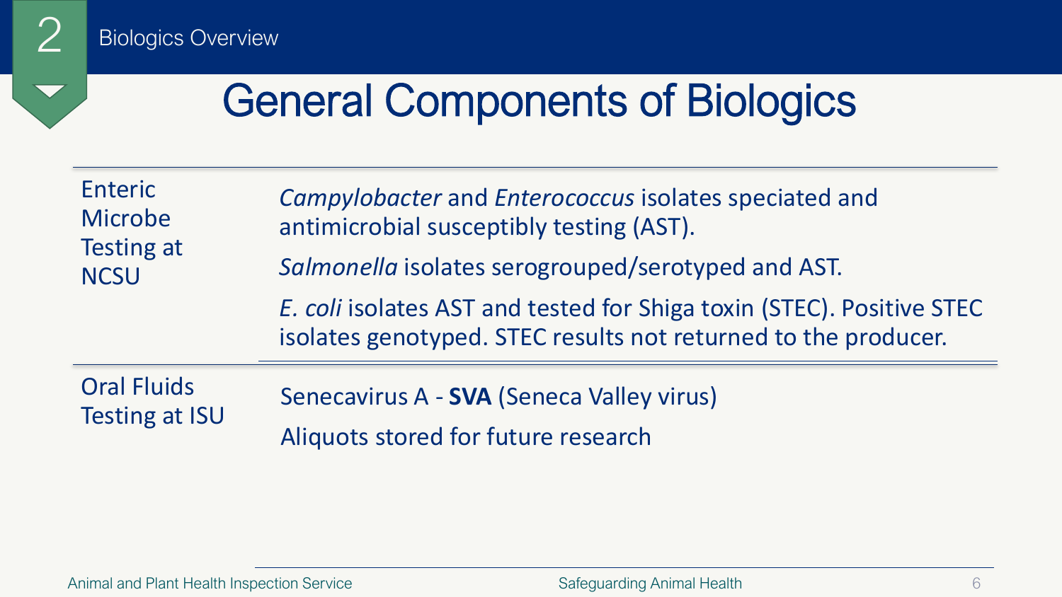## 2 Biologics Overview

# General Components of Biologics

| | |
|---|---|
| Enteric Microbe Testing at NCSU | *Campylobacter* and *Enterococcus* isolates speciated and antimicrobial susceptibly testing (AST).<br>*Salmonella* isolates serogrouped/serotyped and AST.<br>*E. coli* isolates AST and tested for Shiga toxin (STEC). Positive STEC isolates genotyped. STEC results not returned to the producer. |
| Oral Fluids Testing at ISU | Senecavirus A - **SVA** (Seneca Valley virus)<br>Aliquots stored for future research |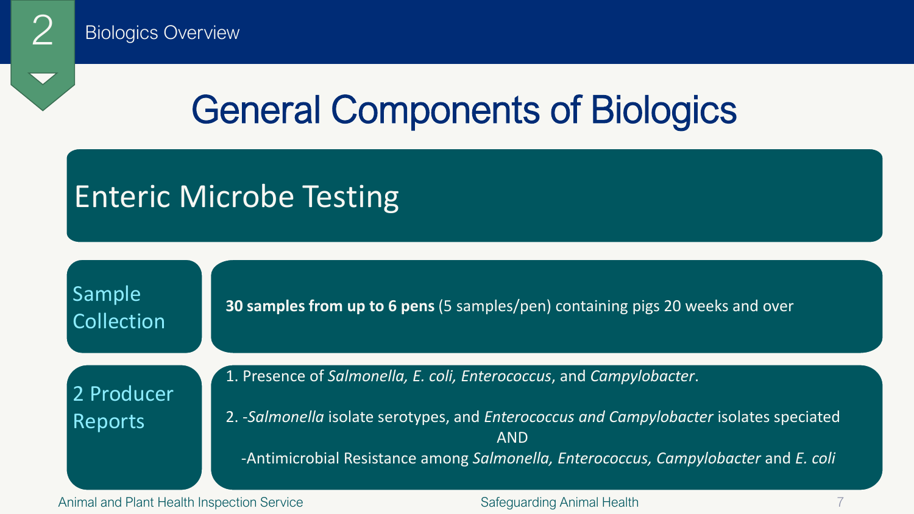## 2 Biologics Overview

# General Components of Biologics

## Enteric Microbe Testing

**Sample Collection**

**30 samples from up to 6 pens** (5 samples/pen) containing pigs 20 weeks and over

**2 Producer Reports**

1. Presence of *Salmonella, E. coli, Enterococcus*, and *Campylobacter*.
2. -*Salmonella* isolate serotypes, and *Enterococcus and Campylobacter* isolates speciated

   AND

   -Antimicrobial Resistance among *Salmonella, Enterococcus, Campylobacter* and *E. coli*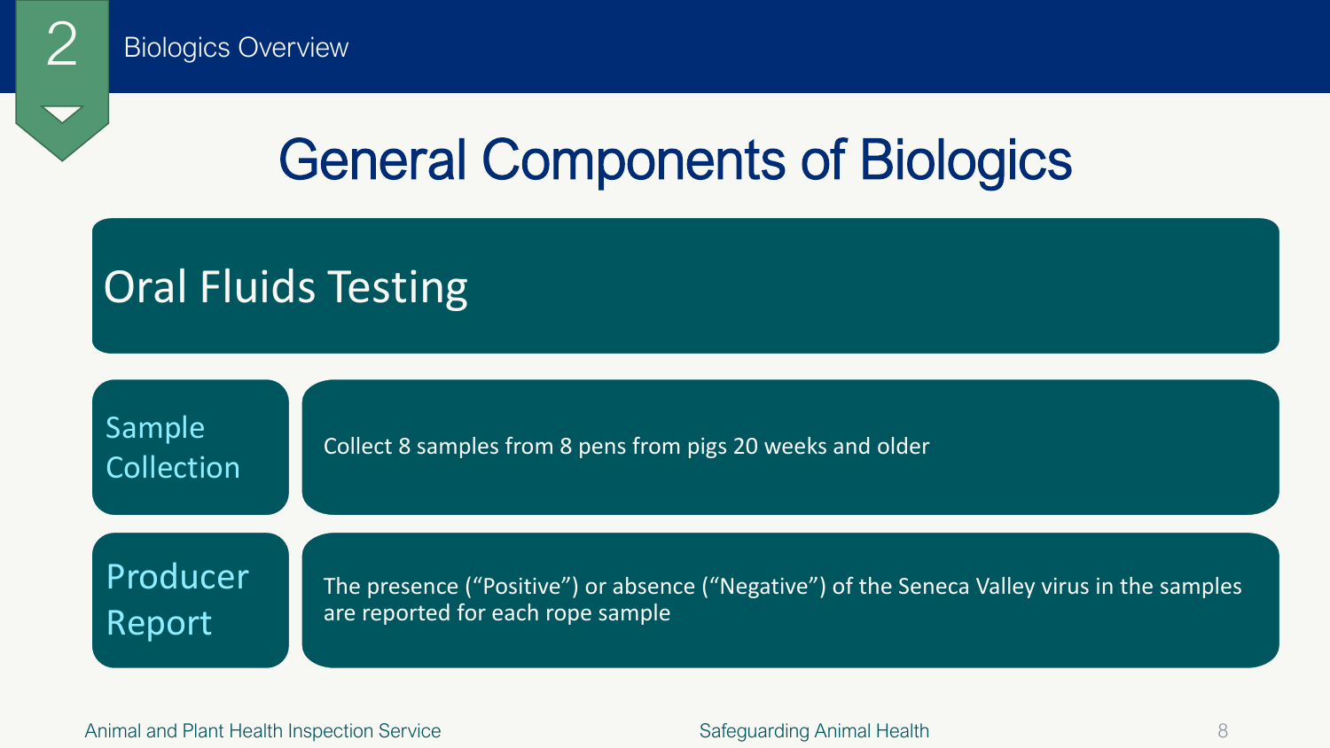2 Biologics Overview

# General Components of Biologics

## Oral Fluids Testing

| | |
|---|---|
| Sample Collection | Collect 8 samples from 8 pens from pigs 20 weeks and older |
| Producer Report | The presence ("Positive") or absence ("Negative") of the Seneca Valley virus in the samples are reported for each rope sample |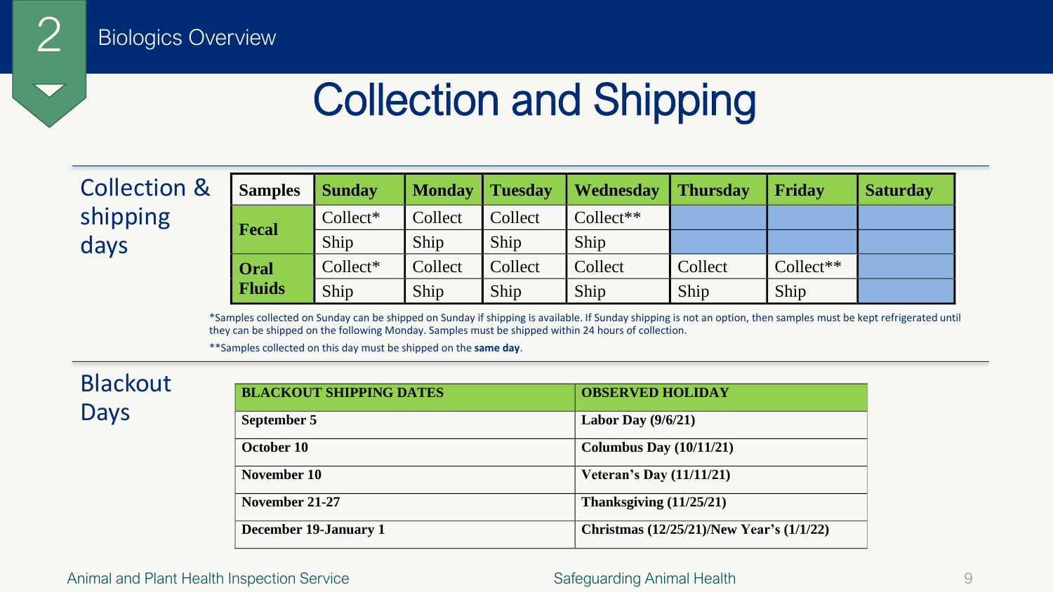# Collection and Shipping

## Collection & shipping days

| Samples | | Sunday | Monday | Tuesday | Wednesday | Thursday | Friday | Saturday |
|---|---|---|---|---|---|---|---|---|
| Fecal | | Collect* | Collect | Collect | Collect** | | | |
| | | Ship | Ship | Ship | Ship | | | |
| Oral Fluids | | Collect* | Collect | Collect | Collect | Collect | Collect** | |
| | | Ship | Ship | Ship | Ship | Ship | Ship | |

*Samples collected on Sunday can be shipped on Sunday if shipping is available. If Sunday shipping is not an option, then samples must be kept refrigerated until they can be shipped on the following Monday. Samples must be shipped within 24 hours of collection.

**Samples collected on this day must be shipped on the **same day**.

## Blackout Days

| BLACKOUT SHIPPING DATES | OBSERVED HOLIDAY |
|---|---|
| September 5 | Labor Day (9/6/21) |
| October 10 | Columbus Day (10/11/21) |
| November 10 | Veteran's Day (11/11/21) |
| November 21-27 | Thanksgiving (11/25/21) |
| December 19-January 1 | Christmas (12/25/21)/New Year's (1/1/22) |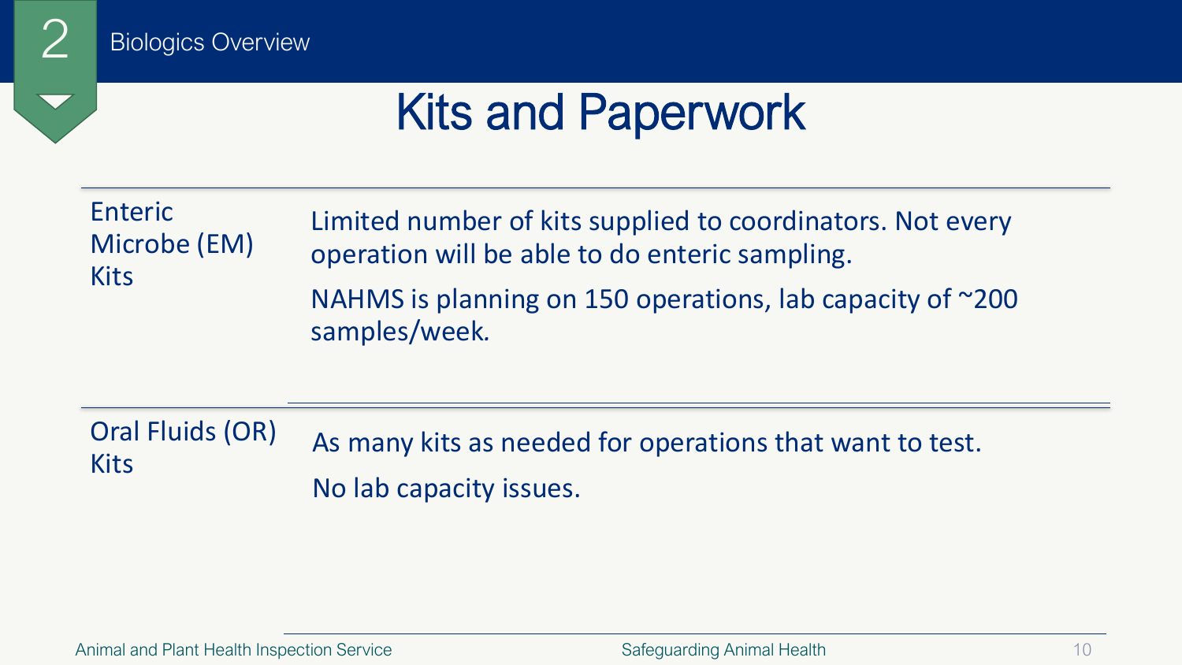# Kits and Paperwork

| | |
|---|---|
| Enteric Microbe (EM) Kits | Limited number of kits supplied to coordinators. Not every operation will be able to do enteric sampling.<br>NAHMS is planning on 150 operations, lab capacity of ~200 samples/week. |
| Oral Fluids (OR) Kits | As many kits as needed for operations that want to test.<br>No lab capacity issues. |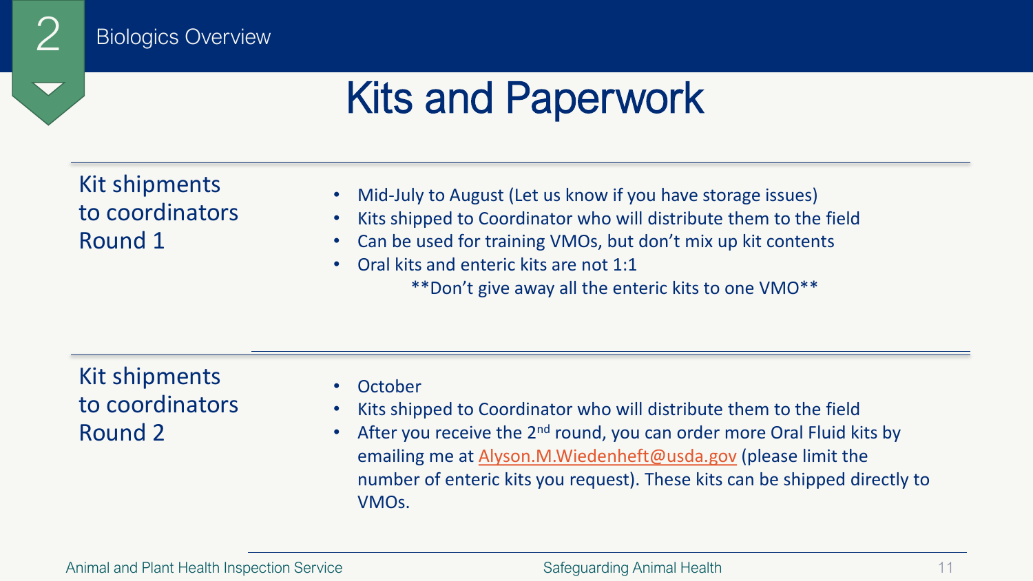# Kits and Paperwork

## Kit shipments to coordinators Round 1

- Mid-July to August (Let us know if you have storage issues)
- Kits shipped to Coordinator who will distribute them to the field
- Can be used for training VMOs, but don't mix up kit contents
- Oral kits and enteric kits are not 1:1

  **Don't give away all the enteric kits to one VMO**

## Kit shipments to coordinators Round 2

- October
- Kits shipped to Coordinator who will distribute them to the field
- After you receive the 2nd round, you can order more Oral Fluid kits by emailing me at Alyson.M.Wiedenheft@usda.gov (please limit the number of enteric kits you request). These kits can be shipped directly to VMOs.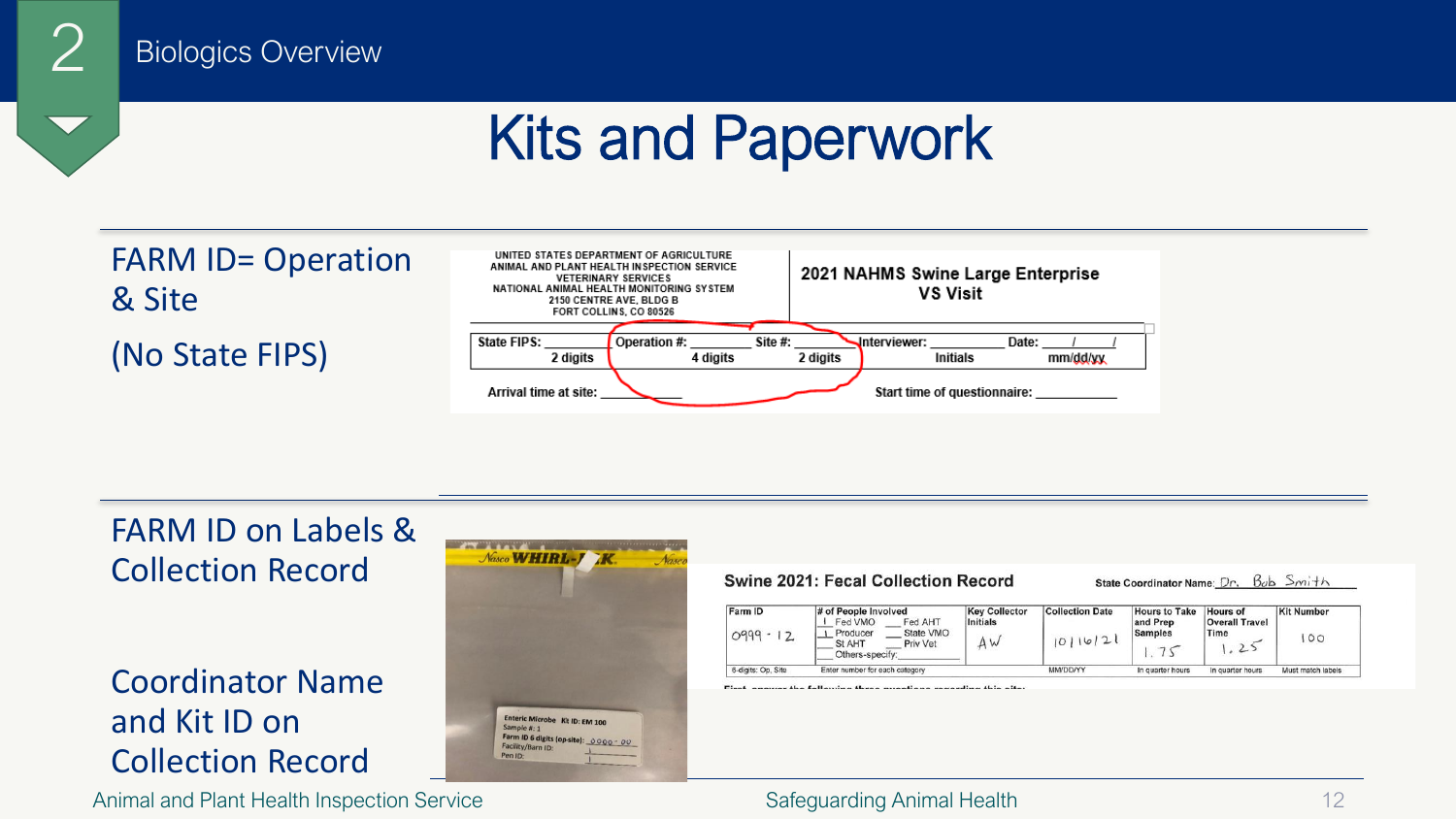# Kits and Paperwork

FARM ID= Operation & Site

(No State FIPS)

UNITED STATES DEPARTMENT OF AGRICULTURE
ANIMAL AND PLANT HEALTH INSPECTION SERVICE
VETERINARY SERVICES
NATIONAL ANIMAL HEALTH MONITORING SYSTEM
2150 CENTRE AVE, BLDG B
FORT COLLINS, CO 80526

**2021 NAHMS Swine Large Enterprise VS Visit**

| State FIPS: ______ 2 digits | Operation #: ______ 4 digits | Site #: ______ 2 digits | Interviewer: ______ Initials | Date: __/__/__ mm/dd/yy |
|---|---|---|---|---|

Arrival time at site: ________ Start time of questionnaire: ________

FARM ID on Labels & Collection Record

Coordinator Name and Kit ID on Collection Record

Nasco WHIRL-PAK

Enteric Microbe Kit ID: EM 100
Sample #: 1
Farm ID 6 digits (op-site): 0999 - 00
Facility/Barn ID:
Pen ID:

**Swine 2021: Fecal Collection Record** State Coordinator Name: Dr. Bob Smith

| Farm ID | # of People Involved | Key Collector Initials | Collection Date | Hours to Take and Prep Samples | Hours of Overall Travel Time | Kit Number |
|---|---|---|---|---|---|---|
| 0999 - 12 | 1 Fed VMO ___ Fed AHT<br>1 Producer ___ State VMO<br>___ St AHT ___ Priv Vet<br>___ Others-specify: | AW | 10/16/21 | 1.75 | 1.25 | 100 |
| 6-digits: Op, Site | Enter number for each category | | MM/DD/YY | In quarter hours | In quarter hours | Must match labels |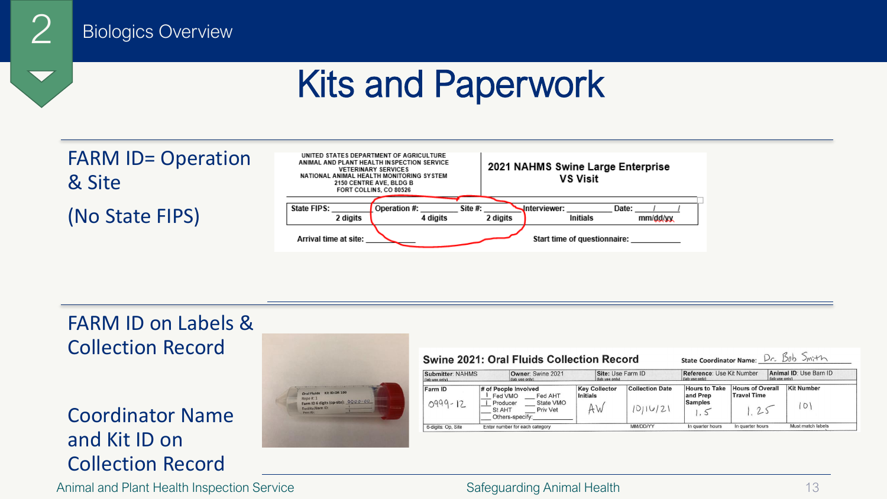## Biologics Overview

# Kits and Paperwork

FARM ID= Operation & Site

(No State FIPS)

UNITED STATES DEPARTMENT OF AGRICULTURE
ANIMAL AND PLANT HEALTH INSPECTION SERVICE
VETERINARY SERVICES
NATIONAL ANIMAL HEALTH MONITORING SYSTEM
2150 CENTRE AVE, BLDG B
FORT COLLINS, CO 80526

**2021 NAHMS Swine Large Enterprise VS Visit**

| State FIPS: ______ 2 digits | Operation #: ______ 4 digits | Site #: ______ 2 digits | Interviewer: ______ Initials | Date: __/__/__ mm/dd/yy |
|---|---|---|---|---|

Arrival time at site: ________ Start time of questionnaire: ________

FARM ID on Labels & Collection Record

Coordinator Name and Kit ID on Collection Record

**Swine 2021: Oral Fluids Collection Record** State Coordinator Name: Dr. Bob Smith

| Submitter: NAHMS | Owner: Swine 2021 | Site: Use Farm ID | Reference: Use Kit Number | Animal ID: Use Barn ID |
|---|---|---|---|---|

| Farm ID | # of People Involved | Key Collector Initials | Collection Date | Hours to Take and Prep Samples | Hours of Overall Travel Time | Kit Number |
|---|---|---|---|---|---|---|
| 0999-12 | 1 Fed VMO; __ Fed AHT; 1 Producer; __ State VMO; __ St AHT; __ Priv Vet; __ Others-specify: | AW | 10/16/21 | 1.5 | 1.25 | 101 |
| 6-digits: Op, Site | Enter number for each category | | MM/DD/YY | In quarter hours | In quarter hours | Must match labels |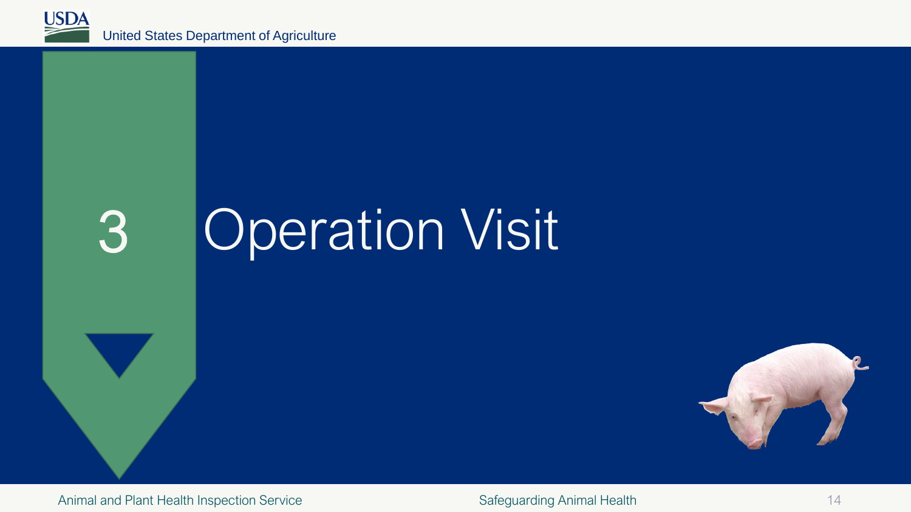# 3 Operation Visit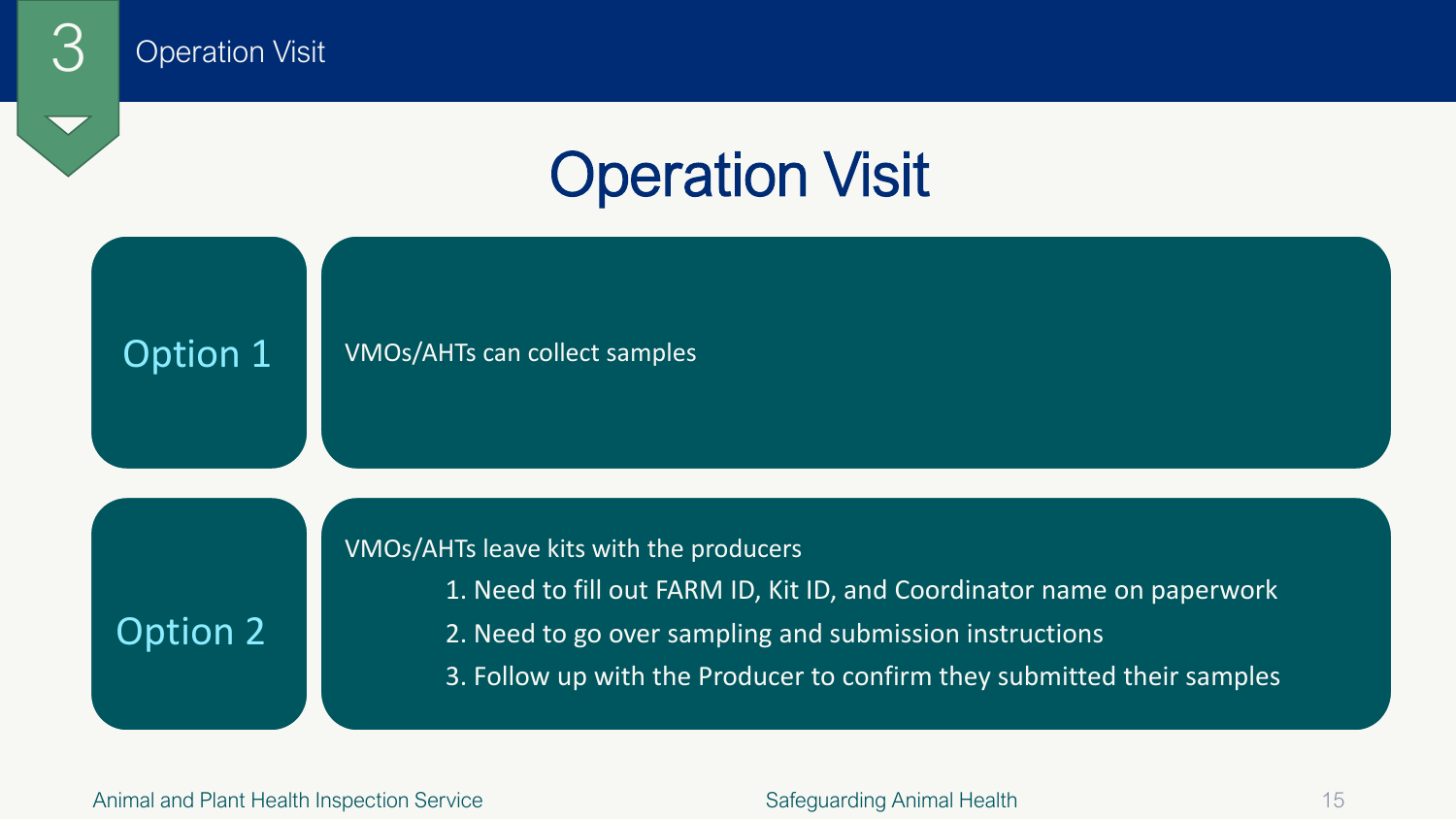# Operation Visit

## Option 1

VMOs/AHTs can collect samples

## Option 2

VMOs/AHTs leave kits with the producers

1. Need to fill out FARM ID, Kit ID, and Coordinator name on paperwork
2. Need to go over sampling and submission instructions
3. Follow up with the Producer to confirm they submitted their samples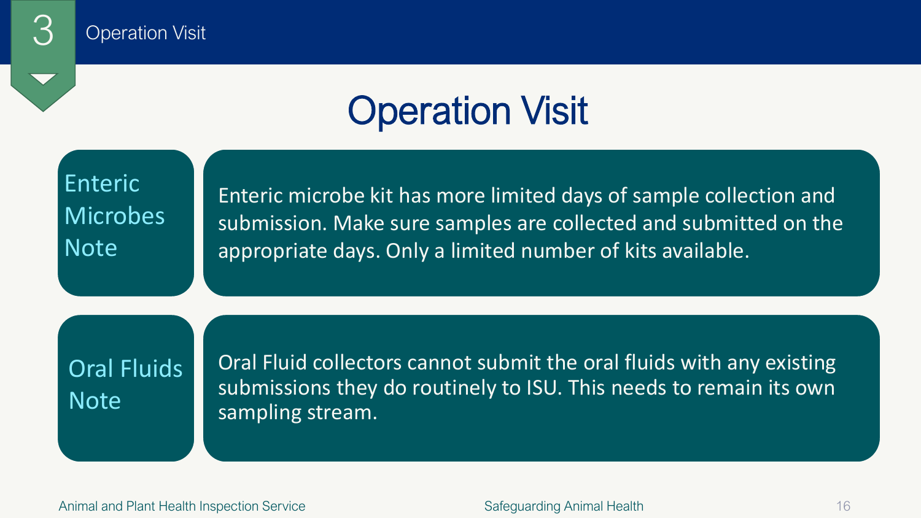# Operation Visit

**Enteric Microbes Note**

Enteric microbe kit has more limited days of sample collection and submission. Make sure samples are collected and submitted on the appropriate days. Only a limited number of kits available.

**Oral Fluids Note**

Oral Fluid collectors cannot submit the oral fluids with any existing submissions they do routinely to ISU. This needs to remain its own sampling stream.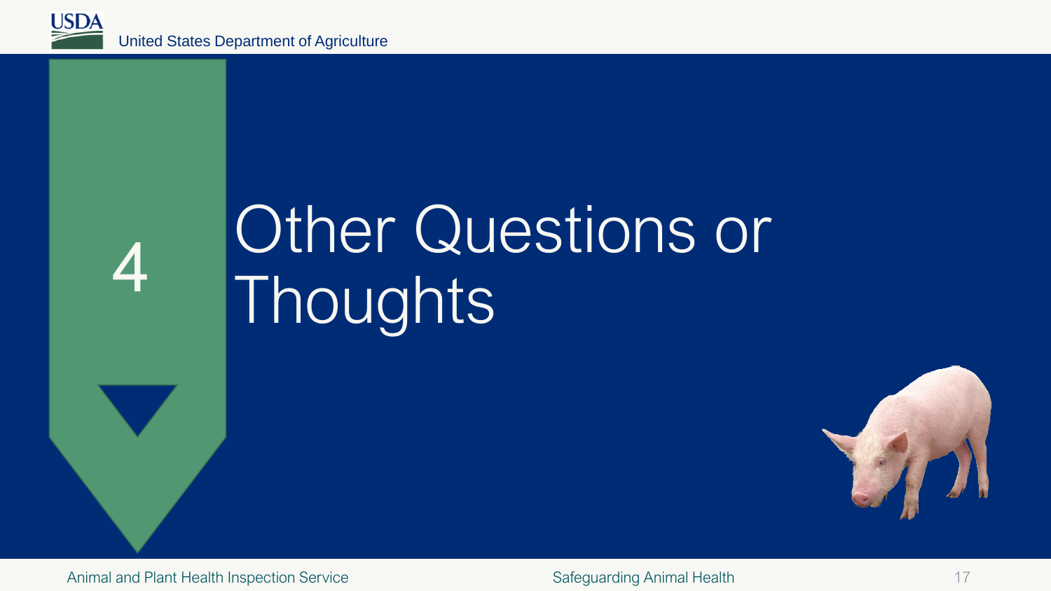# 4 Other Questions or Thoughts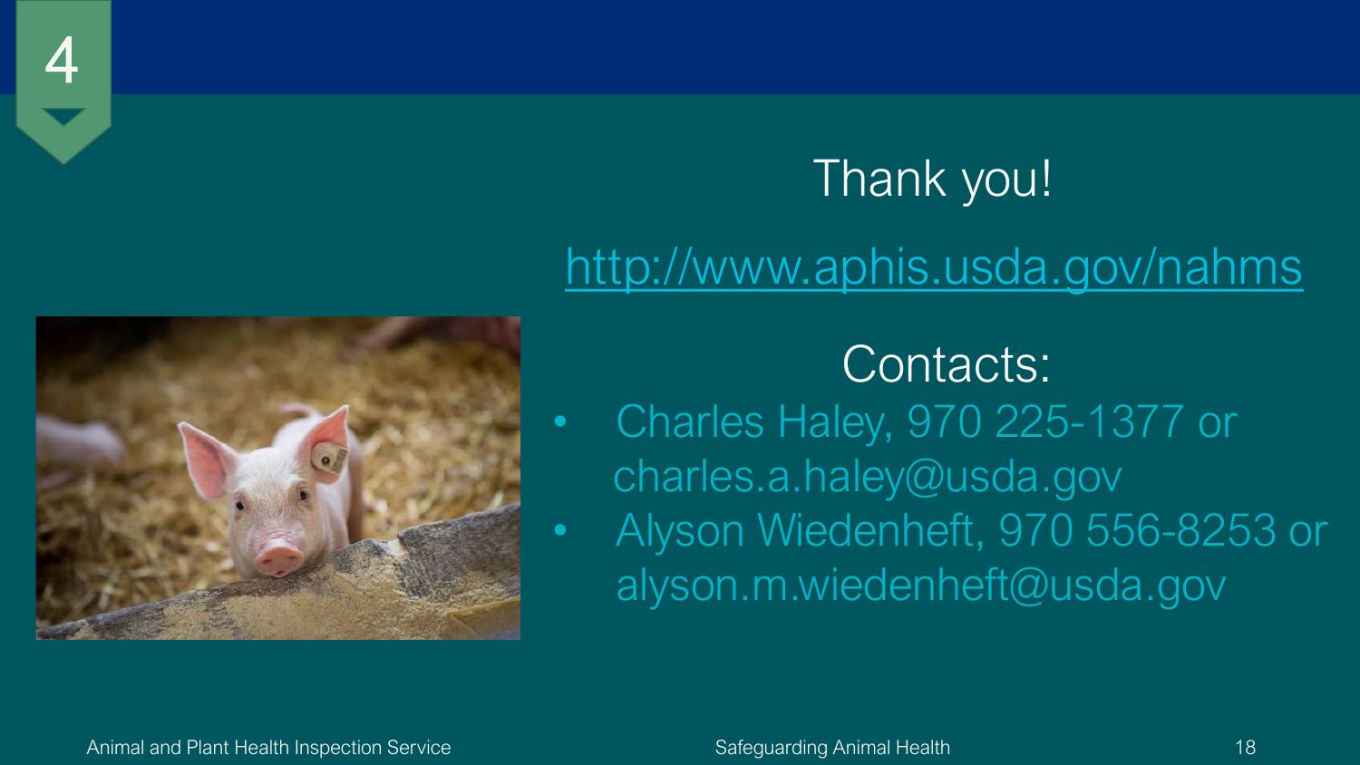4

# Thank you!

http://www.aphis.usda.gov/nahms

## Contacts:

- Charles Haley, 970 225-1377 or charles.a.haley@usda.gov
- Alyson Wiedenheft, 970 556-8253 or alyson.m.wiedenheft@usda.gov